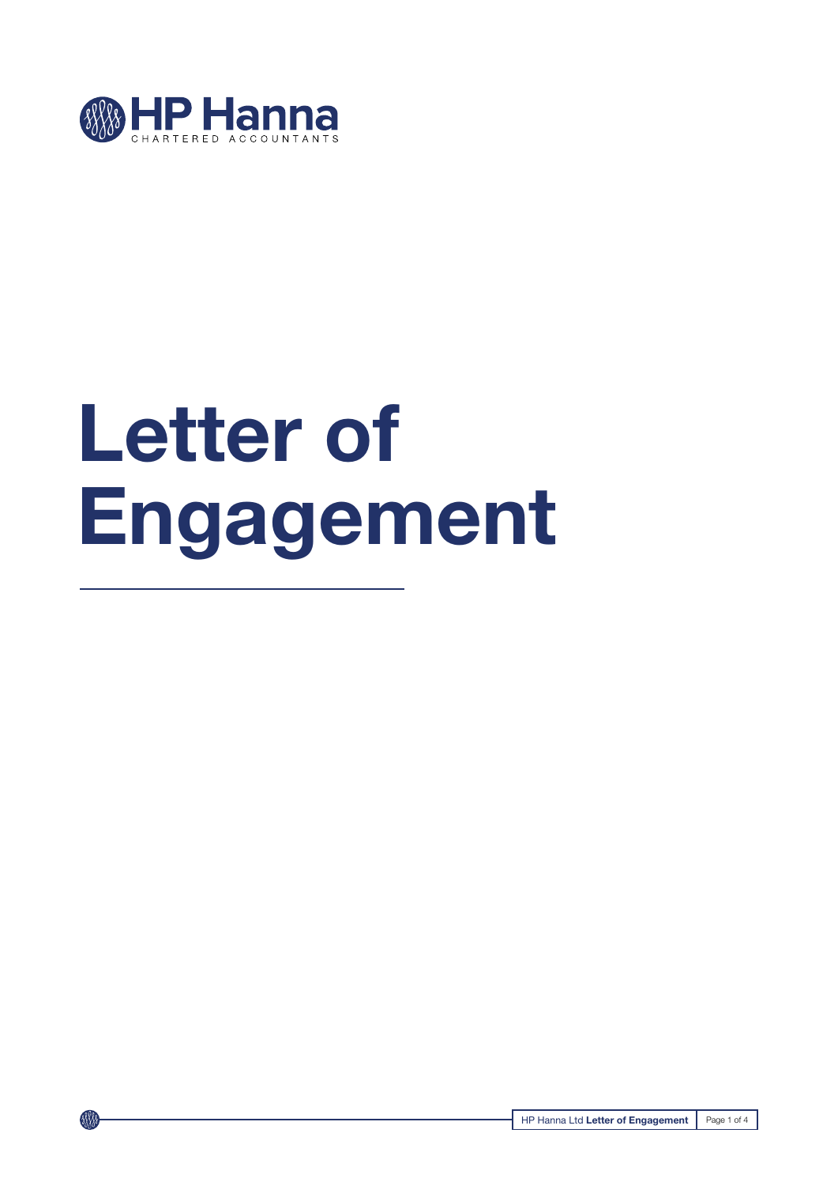HP Hanna
CHARTERED ACCOUNTANTS

# Letter of Engagement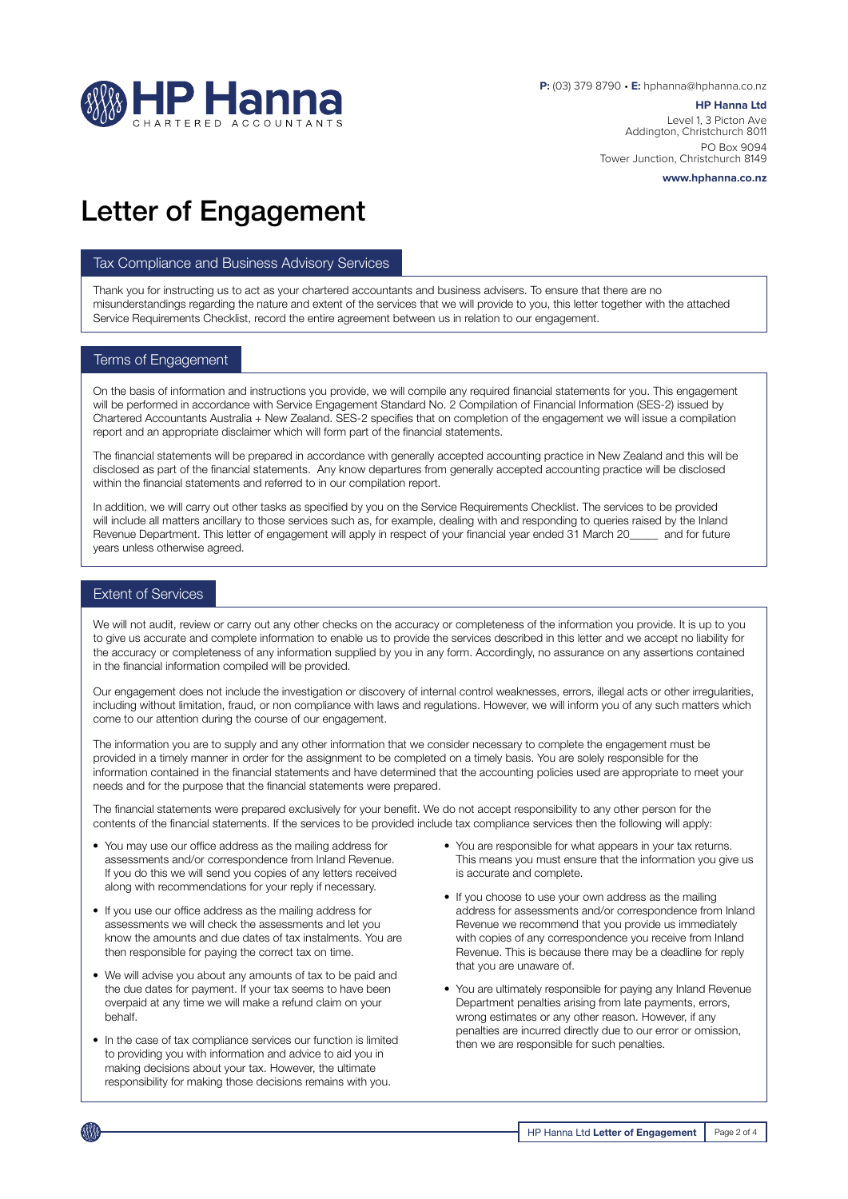P: (03) 379 8790 • E: hphanna@hphanna.co.nz

**HP Hanna Ltd**
Level 1, 3 Picton Ave
Addington, Christchurch 8011
PO Box 9094
Tower Junction, Christchurch 8149

**www.hphanna.co.nz**

# Letter of Engagement

## Tax Compliance and Business Advisory Services

Thank you for instructing us to act as your chartered accountants and business advisers. To ensure that there are no misunderstandings regarding the nature and extent of the services that we will provide to you, this letter together with the attached Service Requirements Checklist, record the entire agreement between us in relation to our engagement.

## Terms of Engagement

On the basis of information and instructions you provide, we will compile any required financial statements for you. This engagement will be performed in accordance with Service Engagement Standard No. 2 Compilation of Financial Information (SES-2) issued by Chartered Accountants Australia + New Zealand. SES-2 specifies that on completion of the engagement we will issue a compilation report and an appropriate disclaimer which will form part of the financial statements.

The financial statements will be prepared in accordance with generally accepted accounting practice in New Zealand and this will be disclosed as part of the financial statements. Any know departures from generally accepted accounting practice will be disclosed within the financial statements and referred to in our compilation report.

In addition, we will carry out other tasks as specified by you on the Service Requirements Checklist. The services to be provided will include all matters ancillary to those services such as, for example, dealing with and responding to queries raised by the Inland Revenue Department. This letter of engagement will apply in respect of your financial year ended 31 March 20_____ and for future years unless otherwise agreed.

## Extent of Services

We will not audit, review or carry out any other checks on the accuracy or completeness of the information you provide. It is up to you to give us accurate and complete information to enable us to provide the services described in this letter and we accept no liability for the accuracy or completeness of any information supplied by you in any form. Accordingly, no assurance on any assertions contained in the financial information compiled will be provided.

Our engagement does not include the investigation or discovery of internal control weaknesses, errors, illegal acts or other irregularities, including without limitation, fraud, or non compliance with laws and regulations. However, we will inform you of any such matters which come to our attention during the course of our engagement.

The information you are to supply and any other information that we consider necessary to complete the engagement must be provided in a timely manner in order for the assignment to be completed on a timely basis. You are solely responsible for the information contained in the financial statements and have determined that the accounting policies used are appropriate to meet your needs and for the purpose that the financial statements were prepared.

The financial statements were prepared exclusively for your benefit. We do not accept responsibility to any other person for the contents of the financial statements. If the services to be provided include tax compliance services then the following will apply:

- You may use our office address as the mailing address for assessments and/or correspondence from Inland Revenue. If you do this we will send you copies of any letters received along with recommendations for your reply if necessary.
- If you use our office address as the mailing address for assessments we will check the assessments and let you know the amounts and due dates of tax instalments. You are then responsible for paying the correct tax on time.
- We will advise you about any amounts of tax to be paid and the due dates for payment. If your tax seems to have been overpaid at any time we will make a refund claim on your behalf.
- In the case of tax compliance services our function is limited to providing you with information and advice to aid you in making decisions about your tax. However, the ultimate responsibility for making those decisions remains with you.
- You are responsible for what appears in your tax returns. This means you must ensure that the information you give us is accurate and complete.
- If you choose to use your own address as the mailing address for assessments and/or correspondence from Inland Revenue we recommend that you provide us immediately with copies of any correspondence you receive from Inland Revenue. This is because there may be a deadline for reply that you are unaware of.
- You are ultimately responsible for paying any Inland Revenue Department penalties arising from late payments, errors, wrong estimates or any other reason. However, if any penalties are incurred directly due to our error or omission, then we are responsible for such penalties.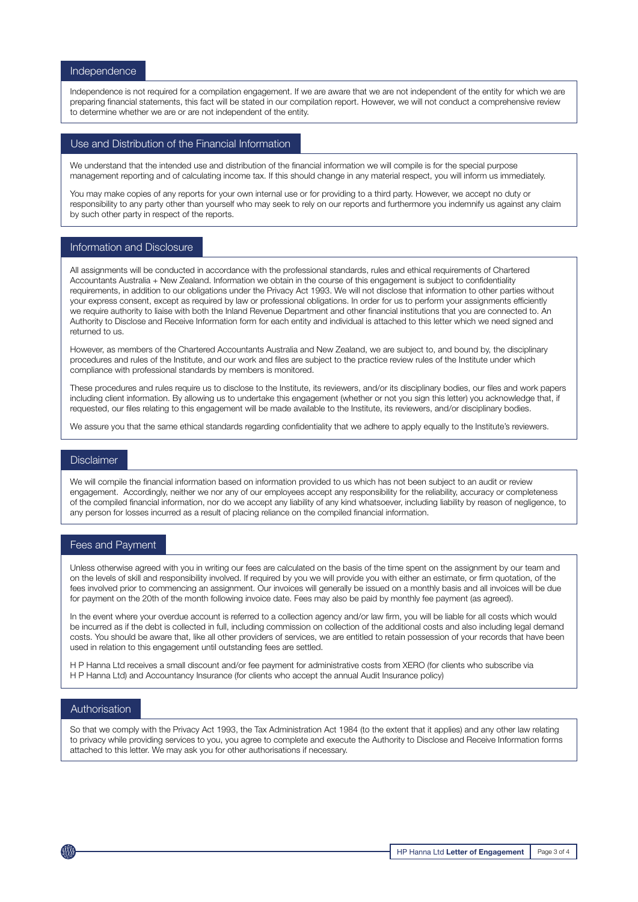## Independence

Independence is not required for a compilation engagement. If we are aware that we are not independent of the entity for which we are preparing financial statements, this fact will be stated in our compilation report. However, we will not conduct a comprehensive review to determine whether we are or are not independent of the entity.

## Use and Distribution of the Financial Information

We understand that the intended use and distribution of the financial information we will compile is for the special purpose management reporting and of calculating income tax. If this should change in any material respect, you will inform us immediately.

You may make copies of any reports for your own internal use or for providing to a third party. However, we accept no duty or responsibility to any party other than yourself who may seek to rely on our reports and furthermore you indemnify us against any claim by such other party in respect of the reports.

## Information and Disclosure

All assignments will be conducted in accordance with the professional standards, rules and ethical requirements of Chartered Accountants Australia + New Zealand. Information we obtain in the course of this engagement is subject to confidentiality requirements, in addition to our obligations under the Privacy Act 1993. We will not disclose that information to other parties without your express consent, except as required by law or professional obligations. In order for us to perform your assignments efficiently we require authority to liaise with both the Inland Revenue Department and other financial institutions that you are connected to. An Authority to Disclose and Receive Information form for each entity and individual is attached to this letter which we need signed and returned to us.

However, as members of the Chartered Accountants Australia and New Zealand, we are subject to, and bound by, the disciplinary procedures and rules of the Institute, and our work and files are subject to the practice review rules of the Institute under which compliance with professional standards by members is monitored.

These procedures and rules require us to disclose to the Institute, its reviewers, and/or its disciplinary bodies, our files and work papers including client information. By allowing us to undertake this engagement (whether or not you sign this letter) you acknowledge that, if requested, our files relating to this engagement will be made available to the Institute, its reviewers, and/or disciplinary bodies.

We assure you that the same ethical standards regarding confidentiality that we adhere to apply equally to the Institute's reviewers.

## Disclaimer

We will compile the financial information based on information provided to us which has not been subject to an audit or review engagement. Accordingly, neither we nor any of our employees accept any responsibility for the reliability, accuracy or completeness of the compiled financial information, nor do we accept any liability of any kind whatsoever, including liability by reason of negligence, to any person for losses incurred as a result of placing reliance on the compiled financial information.

## Fees and Payment

Unless otherwise agreed with you in writing our fees are calculated on the basis of the time spent on the assignment by our team and on the levels of skill and responsibility involved. If required by you we will provide you with either an estimate, or firm quotation, of the fees involved prior to commencing an assignment. Our invoices will generally be issued on a monthly basis and all invoices will be due for payment on the 20th of the month following invoice date. Fees may also be paid by monthly fee payment (as agreed).

In the event where your overdue account is referred to a collection agency and/or law firm, you will be liable for all costs which would be incurred as if the debt is collected in full, including commission on collection of the additional costs and also including legal demand costs. You should be aware that, like all other providers of services, we are entitled to retain possession of your records that have been used in relation to this engagement until outstanding fees are settled.

H P Hanna Ltd receives a small discount and/or fee payment for administrative costs from XERO (for clients who subscribe via H P Hanna Ltd) and Accountancy Insurance (for clients who accept the annual Audit Insurance policy)

## Authorisation

So that we comply with the Privacy Act 1993, the Tax Administration Act 1984 (to the extent that it applies) and any other law relating to privacy while providing services to you, you agree to complete and execute the Authority to Disclose and Receive Information forms attached to this letter. We may ask you for other authorisations if necessary.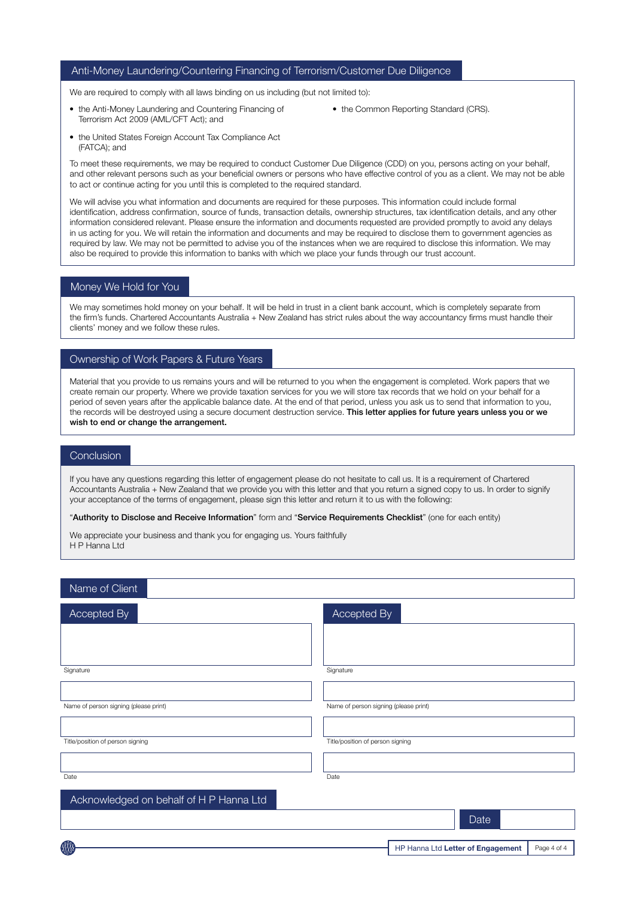## Anti-Money Laundering/Countering Financing of Terrorism/Customer Due Diligence

We are required to comply with all laws binding on us including (but not limited to):

- the Anti-Money Laundering and Countering Financing of Terrorism Act 2009 (AML/CFT Act); and
- the United States Foreign Account Tax Compliance Act (FATCA); and
- the Common Reporting Standard (CRS).

To meet these requirements, we may be required to conduct Customer Due Diligence (CDD) on you, persons acting on your behalf, and other relevant persons such as your beneficial owners or persons who have effective control of you as a client. We may not be able to act or continue acting for you until this is completed to the required standard.

We will advise you what information and documents are required for these purposes. This information could include formal identification, address confirmation, source of funds, transaction details, ownership structures, tax identification details, and any other information considered relevant. Please ensure the information and documents requested are provided promptly to avoid any delays in us acting for you. We will retain the information and documents and may be required to disclose them to government agencies as required by law. We may not be permitted to advise you of the instances when we are required to disclose this information. We may also be required to provide this information to banks with which we place your funds through our trust account.

## Money We Hold for You

We may sometimes hold money on your behalf. It will be held in trust in a client bank account, which is completely separate from the firm's funds. Chartered Accountants Australia + New Zealand has strict rules about the way accountancy firms must handle their clients' money and we follow these rules.

## Ownership of Work Papers & Future Years

Material that you provide to us remains yours and will be returned to you when the engagement is completed. Work papers that we create remain our property. Where we provide taxation services for you we will store tax records that we hold on your behalf for a period of seven years after the applicable balance date. At the end of that period, unless you ask us to send that information to you, the records will be destroyed using a secure document destruction service. **This letter applies for future years unless you or we wish to end or change the arrangement.**

## Conclusion

If you have any questions regarding this letter of engagement please do not hesitate to call us. It is a requirement of Chartered Accountants Australia + New Zealand that we provide you with this letter and that you return a signed copy to us. In order to signify your acceptance of the terms of engagement, please sign this letter and return it to us with the following:

"**Authority to Disclose and Receive Information**" form and "**Service Requirements Checklist**" (one for each entity)

We appreciate your business and thank you for engaging us. Yours faithfully
H P Hanna Ltd

**Name of Client**

| Accepted By | Accepted By |
| --- | --- |
| Signature | Signature |
| Name of person signing (please print) | Name of person signing (please print) |
| Title/position of person signing | Title/position of person signing |
| Date | Date |

**Acknowledged on behalf of H P Hanna Ltd** | **Date**